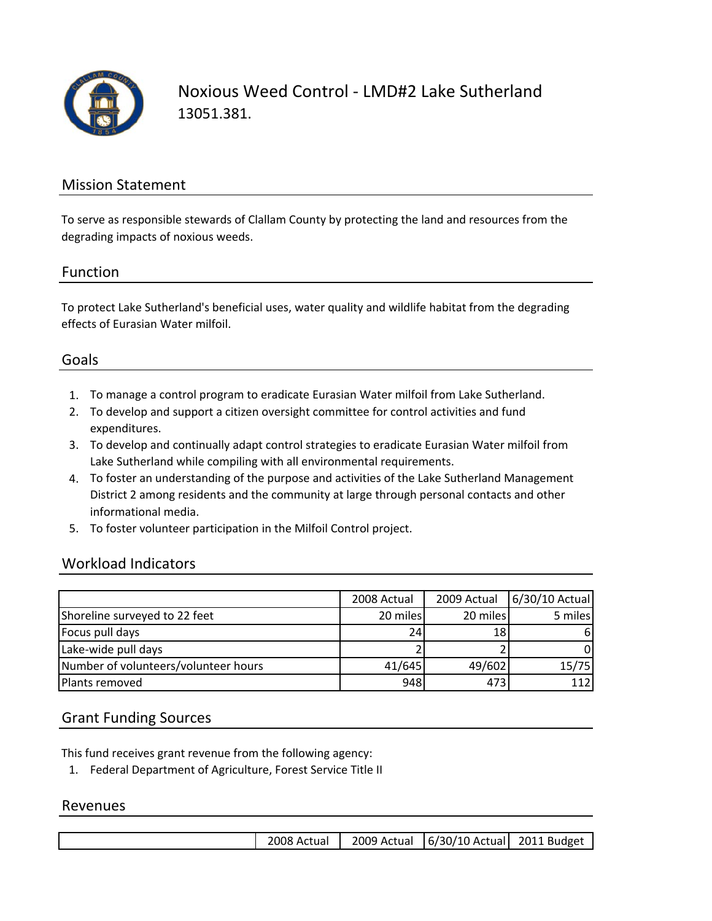# Noxious Weed Control - LMD#2 Lake Sutherland

13051.381.

## Mission Statement

To serve as responsible stewards of Clallam County by protecting the land and resources from the degrading impacts of noxious weeds.

## Function

To protect Lake Sutherland's beneficial uses, water quality and wildlife habitat from the degrading effects of Eurasian Water milfoil.

## Goals

1. To manage a control program to eradicate Eurasian Water milfoil from Lake Sutherland.
2. To develop and support a citizen oversight committee for control activities and fund expenditures.
3. To develop and continually adapt control strategies to eradicate Eurasian Water milfoil from Lake Sutherland while compiling with all environmental requirements.
4. To foster an understanding of the purpose and activities of the Lake Sutherland Management District 2 among residents and the community at large through personal contacts and other informational media.
5. To foster volunteer participation in the Milfoil Control project.

## Workload Indicators

| | 2008 Actual | 2009 Actual | 6/30/10 Actual |
|---|---|---|---|
| Shoreline surveyed to 22 feet | 20 miles | 20 miles | 5 miles |
| Focus pull days | 24 | 18 | 6 |
| Lake-wide pull days | 2 | 2 | 0 |
| Number of volunteers/volunteer hours | 41/645 | 49/602 | 15/75 |
| Plants removed | 948 | 473 | 112 |

## Grant Funding Sources

This fund receives grant revenue from the following agency:

1. Federal Department of Agriculture, Forest Service Title II

## Revenues

| | 2008 Actual | 2009 Actual | 6/30/10 Actual | 2011 Budget |
|---|---|---|---|---|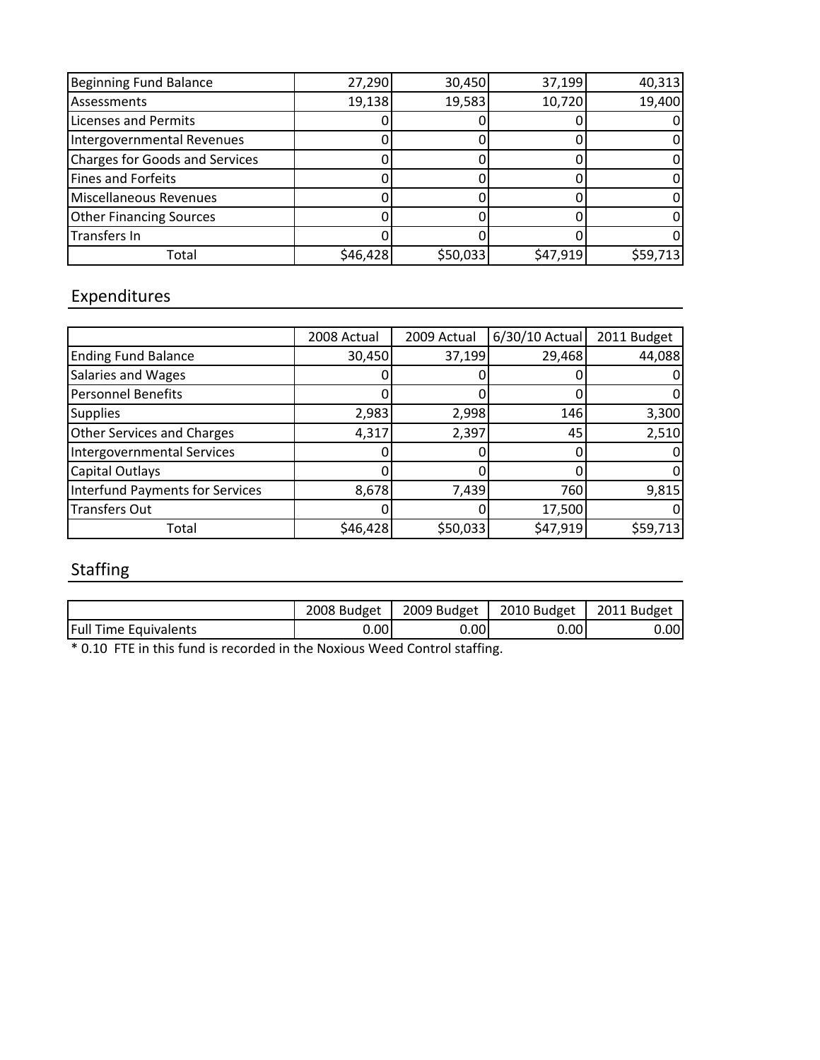| | | | | |
|---|---|---|---|---|
| Beginning Fund Balance | 27,290 | 30,450 | 37,199 | 40,313 |
| Assessments | 19,138 | 19,583 | 10,720 | 19,400 |
| Licenses and Permits | 0 | 0 | 0 | 0 |
| Intergovernmental Revenues | 0 | 0 | 0 | 0 |
| Charges for Goods and Services | 0 | 0 | 0 | 0 |
| Fines and Forfeits | 0 | 0 | 0 | 0 |
| Miscellaneous Revenues | 0 | 0 | 0 | 0 |
| Other Financing Sources | 0 | 0 | 0 | 0 |
| Transfers In | 0 | 0 | 0 | 0 |
| Total | $46,428 | $50,033 | $47,919 | $59,713 |

## Expenditures

| | 2008 Actual | 2009 Actual | 6/30/10 Actual | 2011 Budget |
|---|---|---|---|---|
| Ending Fund Balance | 30,450 | 37,199 | 29,468 | 44,088 |
| Salaries and Wages | 0 | 0 | 0 | 0 |
| Personnel Benefits | 0 | 0 | 0 | 0 |
| Supplies | 2,983 | 2,998 | 146 | 3,300 |
| Other Services and Charges | 4,317 | 2,397 | 45 | 2,510 |
| Intergovernmental Services | 0 | 0 | 0 | 0 |
| Capital Outlays | 0 | 0 | 0 | 0 |
| Interfund Payments for Services | 8,678 | 7,439 | 760 | 9,815 |
| Transfers Out | 0 | 0 | 17,500 | 0 |
| Total | $46,428 | $50,033 | $47,919 | $59,713 |

## Staffing

| | 2008 Budget | 2009 Budget | 2010 Budget | 2011 Budget |
|---|---|---|---|---|
| Full Time Equivalents | 0.00 | 0.00 | 0.00 | 0.00 |

* 0.10 FTE in this fund is recorded in the Noxious Weed Control staffing.